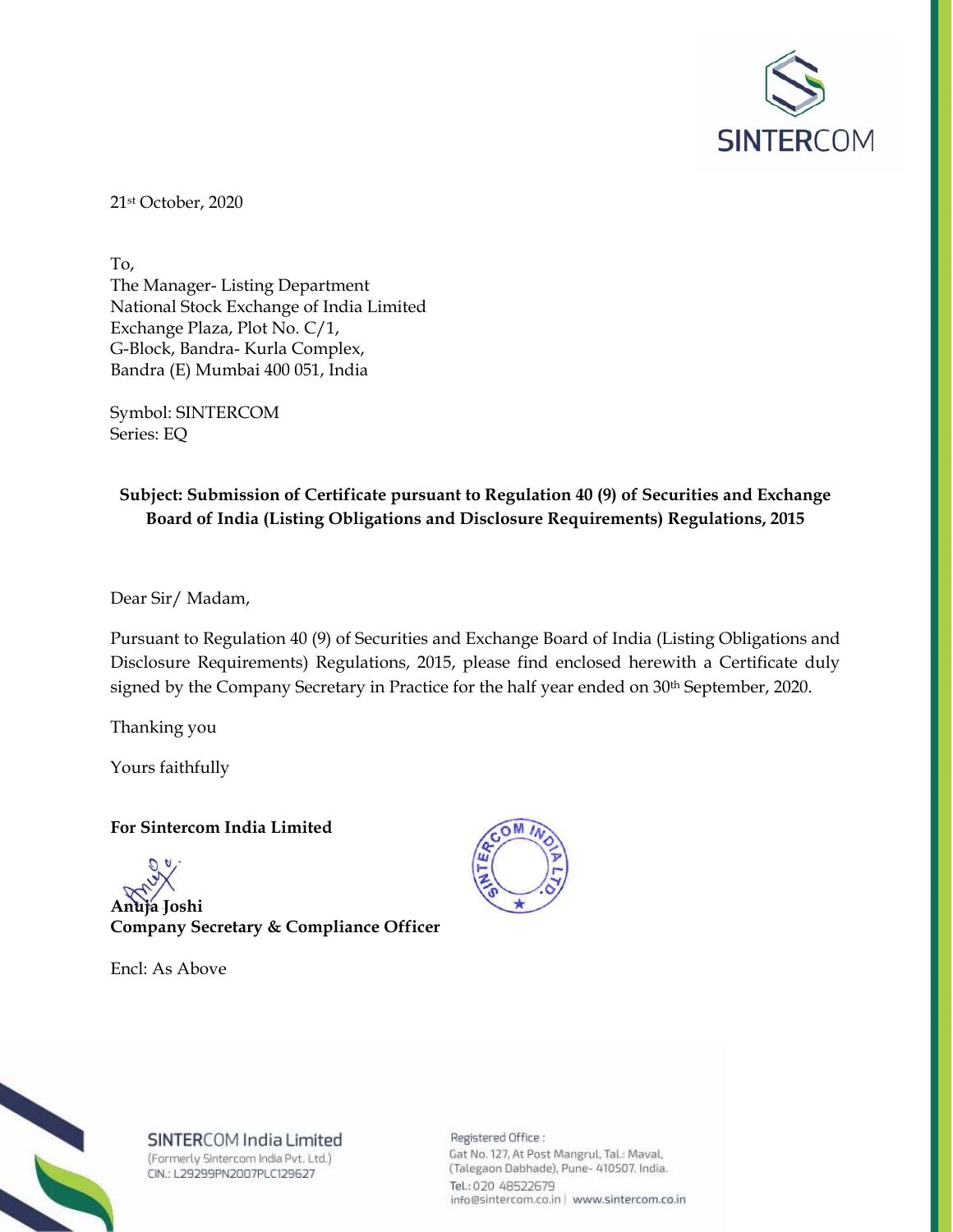SINTERCOM

21st October, 2020

To,
The Manager- Listing Department
National Stock Exchange of India Limited
Exchange Plaza, Plot No. C/1,
G-Block, Bandra- Kurla Complex,
Bandra (E) Mumbai 400 051, India

Symbol: SINTERCOM
Series: EQ

**Subject: Submission of Certificate pursuant to Regulation 40 (9) of Securities and Exchange Board of India (Listing Obligations and Disclosure Requirements) Regulations, 2015**

Dear Sir/ Madam,

Pursuant to Regulation 40 (9) of Securities and Exchange Board of India (Listing Obligations and Disclosure Requirements) Regulations, 2015, please find enclosed herewith a Certificate duly signed by the Company Secretary in Practice for the half year ended on 30th September, 2020.

Thanking you

Yours faithfully

**For Sintercom India Limited**

**Anuja Joshi**
**Company Secretary & Compliance Officer**

Encl: As Above

SINTERCOM India Limited
(Formerly Sintercom India Pvt. Ltd.)
CIN.: L29299PN2007PLC129627

Registered Office :
Gat No. 127, At Post Mangrul, Tal.: Maval,
(Talegaon Dabhade), Pune- 410507. India.
Tel.: 020 48522679
info@sintercom.co.in | www.sintercom.co.in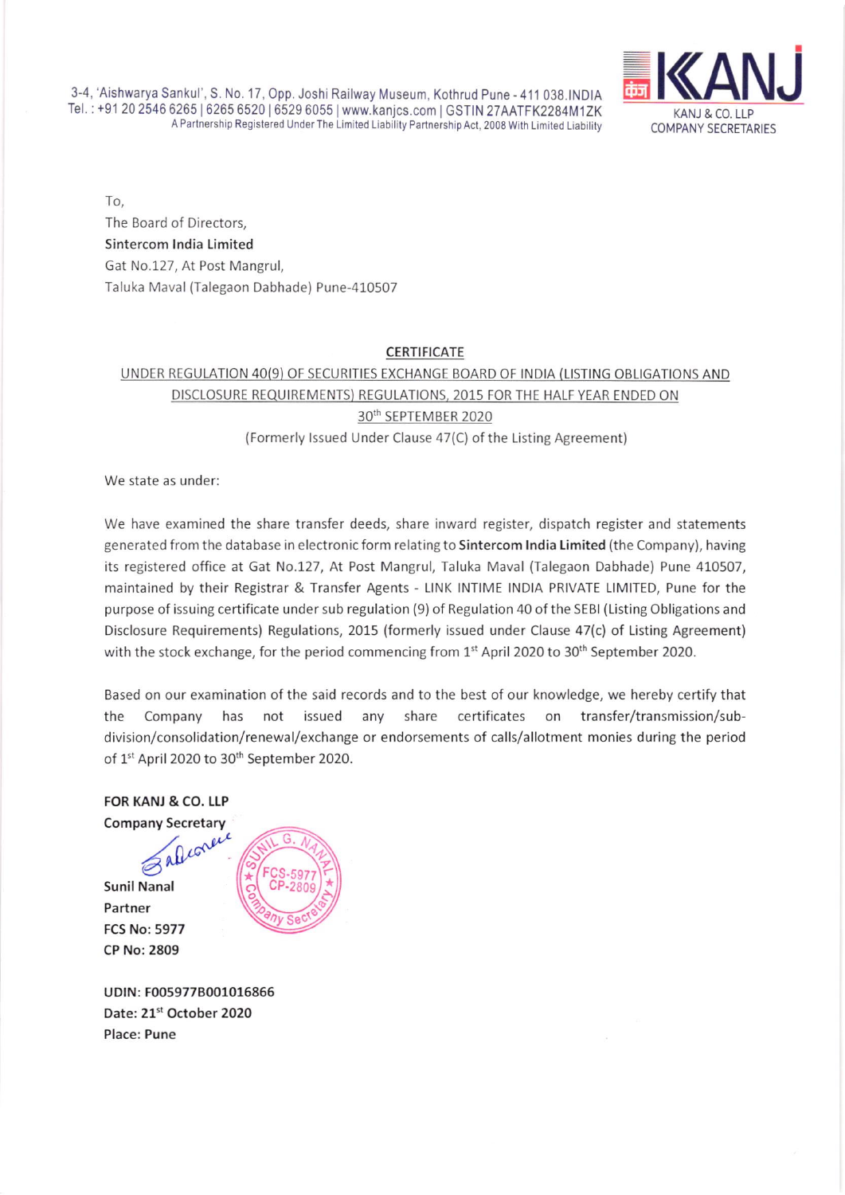3-4, 'Aishwarya Sankul', S. No. 17, Opp. Joshi Railway Museum, Kothrud Pune - 411 038.INDIA
Tel. : +91 20 2546 6265 | 6265 6520 | 6529 6055 | www.kanjcs.com | GSTIN 27AATFK2284M1ZK
A Partnership Registered Under The Limited Liability Partnership Act, 2008 With Limited Liability

KANJ & CO. LLP
COMPANY SECRETARIES

To,
The Board of Directors,
**Sintercom India Limited**
Gat No.127, At Post Mangrul,
Taluka Maval (Talegaon Dabhade) Pune-410507

## CERTIFICATE

UNDER REGULATION 40(9) OF SECURITIES EXCHANGE BOARD OF INDIA (LISTING OBLIGATIONS AND DISCLOSURE REQUIREMENTS) REGULATIONS, 2015 FOR THE HALF YEAR ENDED ON 30th SEPTEMBER 2020

(Formerly Issued Under Clause 47(C) of the Listing Agreement)

We state as under:

We have examined the share transfer deeds, share inward register, dispatch register and statements generated from the database in electronic form relating to **Sintercom India Limited** (the Company), having its registered office at Gat No.127, At Post Mangrul, Taluka Maval (Talegaon Dabhade) Pune 410507, maintained by their Registrar & Transfer Agents - LINK INTIME INDIA PRIVATE LIMITED, Pune for the purpose of issuing certificate under sub regulation (9) of Regulation 40 of the SEBI (Listing Obligations and Disclosure Requirements) Regulations, 2015 (formerly issued under Clause 47(c) of Listing Agreement) with the stock exchange, for the period commencing from 1st April 2020 to 30th September 2020.

Based on our examination of the said records and to the best of our knowledge, we hereby certify that the Company has not issued any share certificates on transfer/transmission/sub-division/consolidation/renewal/exchange or endorsements of calls/allotment monies during the period of 1st April 2020 to 30th September 2020.

**FOR KANJ & CO. LLP**
**Company Secretary**

**Sunil Nanal**
**Partner**
**FCS No: 5977**
**CP No: 2809**

**UDIN: F005977B001016866**
**Date: 21st October 2020**
**Place: Pune**